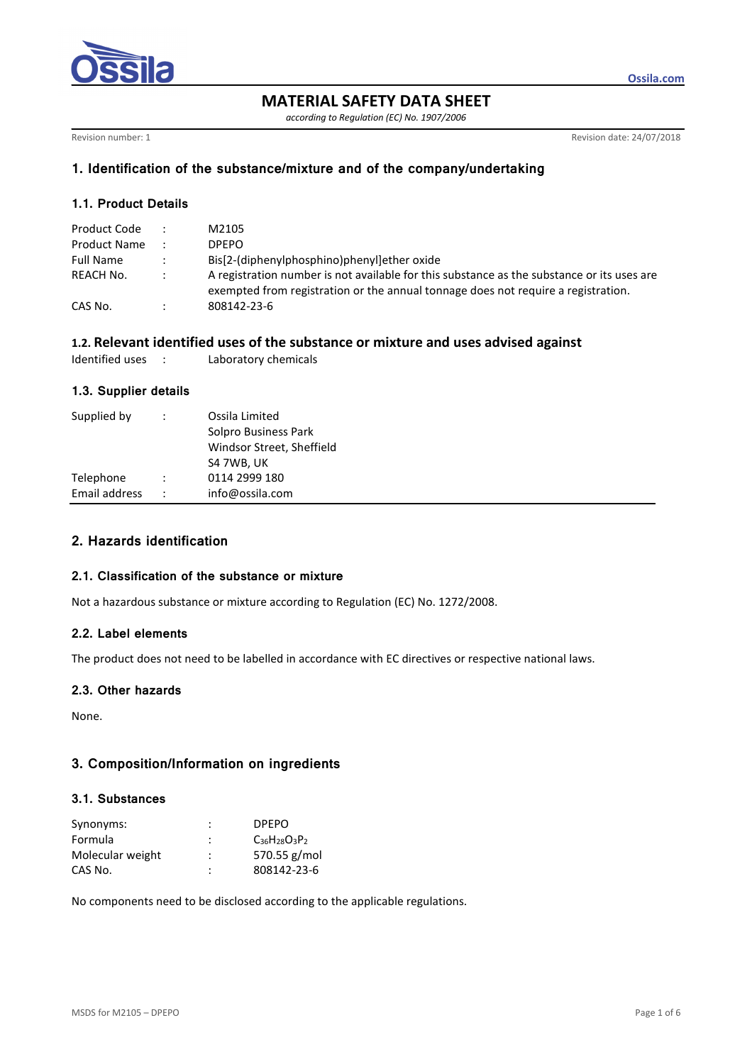# MATERIAL SAFETY DATA SHEET

*according to Regulation (EC) No. 1907/2006*

Revision number: 1

Revision date: 24/07/2018

## 1. Identification of the substance/mixture and of the company/undertaking

### 1.1. Product Details

| | | |
|---|---|---|
| Product Code | : | M2105 |
| Product Name | : | DPEPO |
| Full Name | : | Bis[2-(diphenylphosphino)phenyl]ether oxide |
| REACH No. | : | A registration number is not available for this substance as the substance or its uses are exempted from registration or the annual tonnage does not require a registration. |
| CAS No. | : | 808142-23-6 |

### 1.2. Relevant identified uses of the substance or mixture and uses advised against

Identified uses : Laboratory chemicals

### 1.3. Supplier details

| | | |
|---|---|---|
| Supplied by | : | Ossila Limited<br>Solpro Business Park<br>Windsor Street, Sheffield<br>S4 7WB, UK |
| Telephone | : | 0114 2999 180 |
| Email address | : | info@ossila.com |

## 2. Hazards identification

### 2.1. Classification of the substance or mixture

Not a hazardous substance or mixture according to Regulation (EC) No. 1272/2008.

### 2.2. Label elements

The product does not need to be labelled in accordance with EC directives or respective national laws.

### 2.3. Other hazards

None.

## 3. Composition/Information on ingredients

### 3.1. Substances

| | | |
|---|---|---|
| Synonyms: | : | DPEPO |
| Formula | : | $C_{36}H_{28}O_3P_2$ |
| Molecular weight | : | 570.55 g/mol |
| CAS No. | : | 808142-23-6 |

No components need to be disclosed according to the applicable regulations.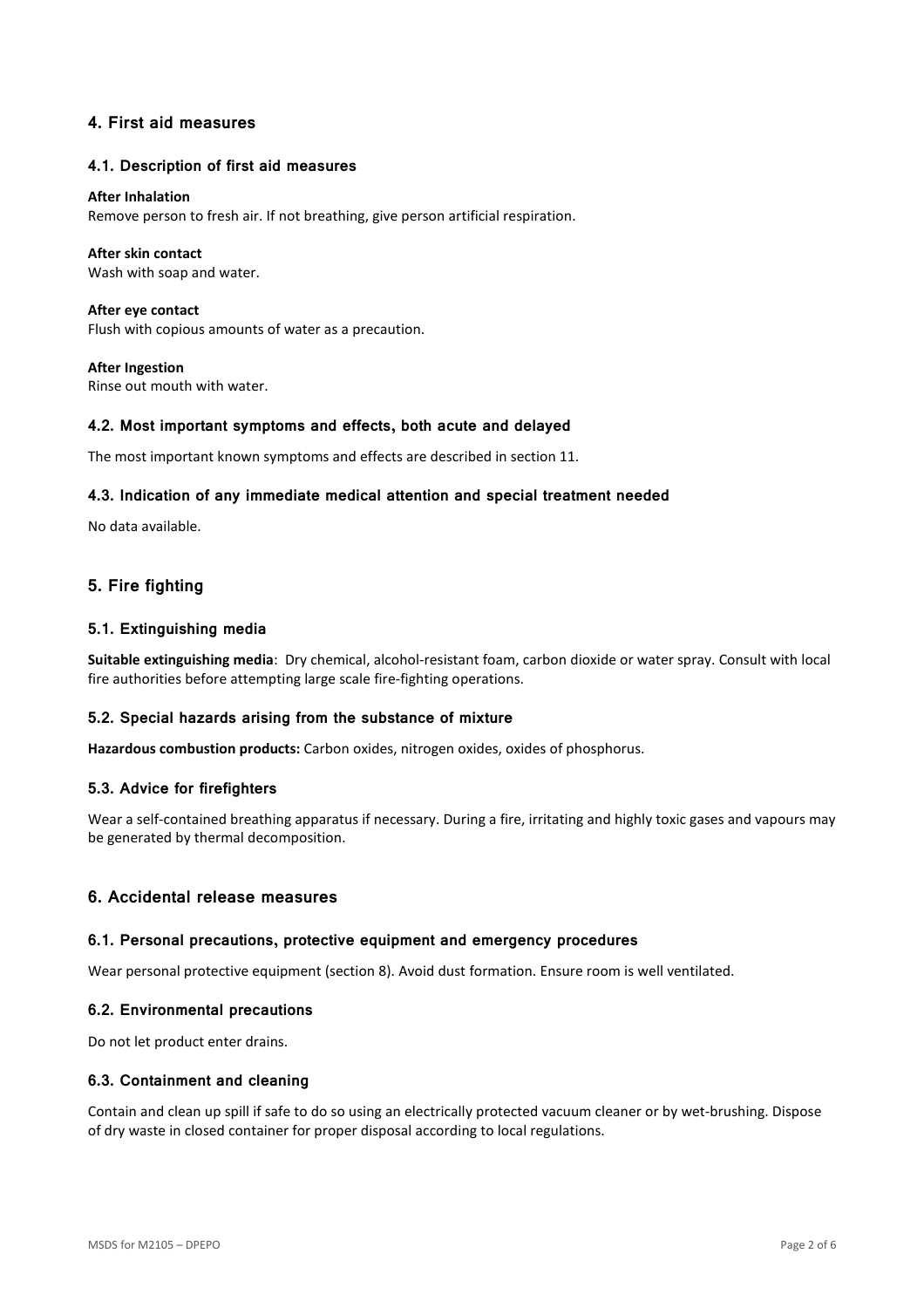## 4. First aid measures

### 4.1. Description of first aid measures

**After Inhalation**
Remove person to fresh air. If not breathing, give person artificial respiration.

**After skin contact**
Wash with soap and water.

**After eye contact**
Flush with copious amounts of water as a precaution.

**After Ingestion**
Rinse out mouth with water.

### 4.2. Most important symptoms and effects, both acute and delayed

The most important known symptoms and effects are described in section 11.

### 4.3. Indication of any immediate medical attention and special treatment needed

No data available.

## 5. Fire fighting

### 5.1. Extinguishing media

**Suitable extinguishing media**: Dry chemical, alcohol-resistant foam, carbon dioxide or water spray. Consult with local fire authorities before attempting large scale fire-fighting operations.

### 5.2. Special hazards arising from the substance of mixture

**Hazardous combustion products:** Carbon oxides, nitrogen oxides, oxides of phosphorus.

### 5.3. Advice for firefighters

Wear a self-contained breathing apparatus if necessary. During a fire, irritating and highly toxic gases and vapours may be generated by thermal decomposition.

## 6. Accidental release measures

### 6.1. Personal precautions, protective equipment and emergency procedures

Wear personal protective equipment (section 8). Avoid dust formation. Ensure room is well ventilated.

### 6.2. Environmental precautions

Do not let product enter drains.

### 6.3. Containment and cleaning

Contain and clean up spill if safe to do so using an electrically protected vacuum cleaner or by wet-brushing. Dispose of dry waste in closed container for proper disposal according to local regulations.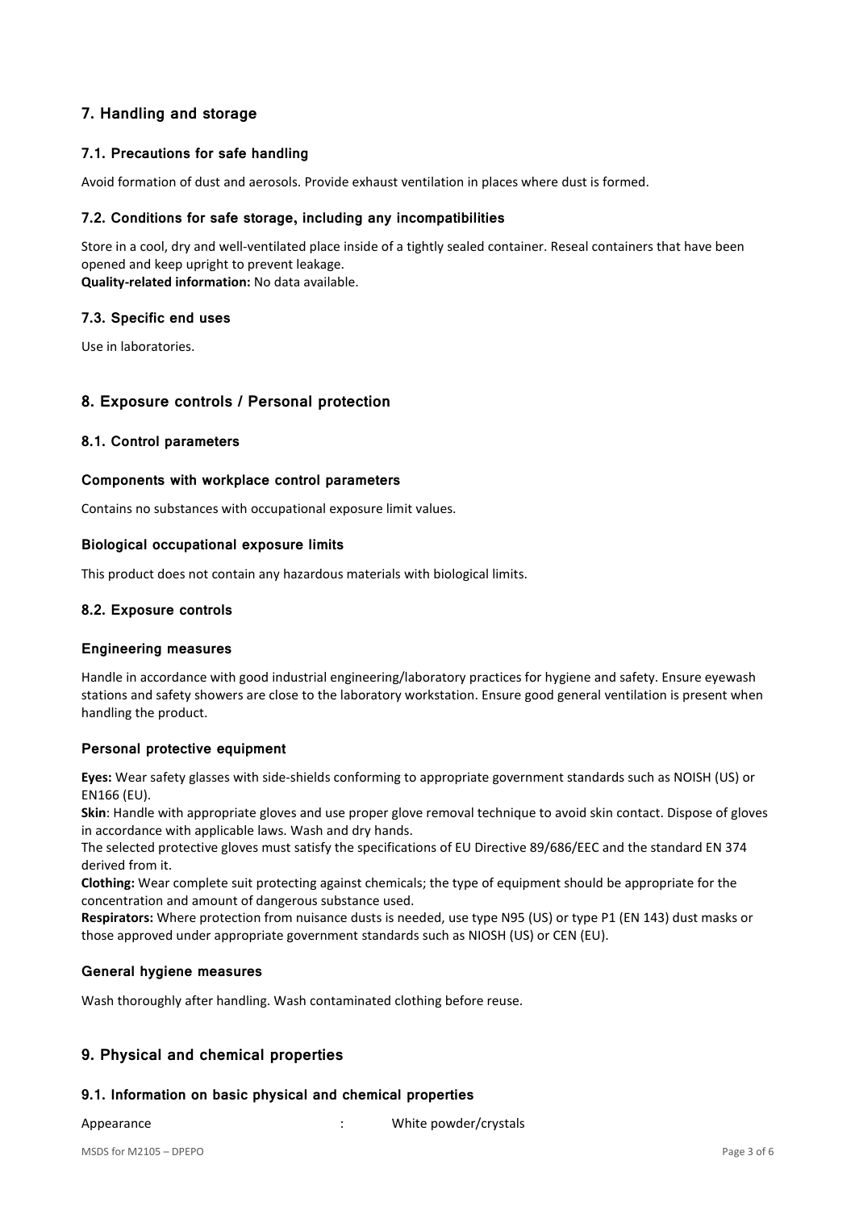## 7. Handling and storage

### 7.1. Precautions for safe handling

Avoid formation of dust and aerosols. Provide exhaust ventilation in places where dust is formed.

### 7.2. Conditions for safe storage, including any incompatibilities

Store in a cool, dry and well-ventilated place inside of a tightly sealed container. Reseal containers that have been opened and keep upright to prevent leakage.
**Quality-related information:** No data available.

### 7.3. Specific end uses

Use in laboratories.

## 8. Exposure controls / Personal protection

### 8.1. Control parameters

#### Components with workplace control parameters

Contains no substances with occupational exposure limit values.

#### Biological occupational exposure limits

This product does not contain any hazardous materials with biological limits.

### 8.2. Exposure controls

#### Engineering measures

Handle in accordance with good industrial engineering/laboratory practices for hygiene and safety. Ensure eyewash stations and safety showers are close to the laboratory workstation. Ensure good general ventilation is present when handling the product.

#### Personal protective equipment

**Eyes:** Wear safety glasses with side-shields conforming to appropriate government standards such as NOISH (US) or EN166 (EU).
**Skin**: Handle with appropriate gloves and use proper glove removal technique to avoid skin contact. Dispose of gloves in accordance with applicable laws. Wash and dry hands.
The selected protective gloves must satisfy the specifications of EU Directive 89/686/EEC and the standard EN 374 derived from it.
**Clothing:** Wear complete suit protecting against chemicals; the type of equipment should be appropriate for the concentration and amount of dangerous substance used.
**Respirators:** Where protection from nuisance dusts is needed, use type N95 (US) or type P1 (EN 143) dust masks or those approved under appropriate government standards such as NIOSH (US) or CEN (EU).

#### General hygiene measures

Wash thoroughly after handling. Wash contaminated clothing before reuse.

## 9. Physical and chemical properties

### 9.1. Information on basic physical and chemical properties

| | | |
|---|---|---|
| Appearance | : | White powder/crystals |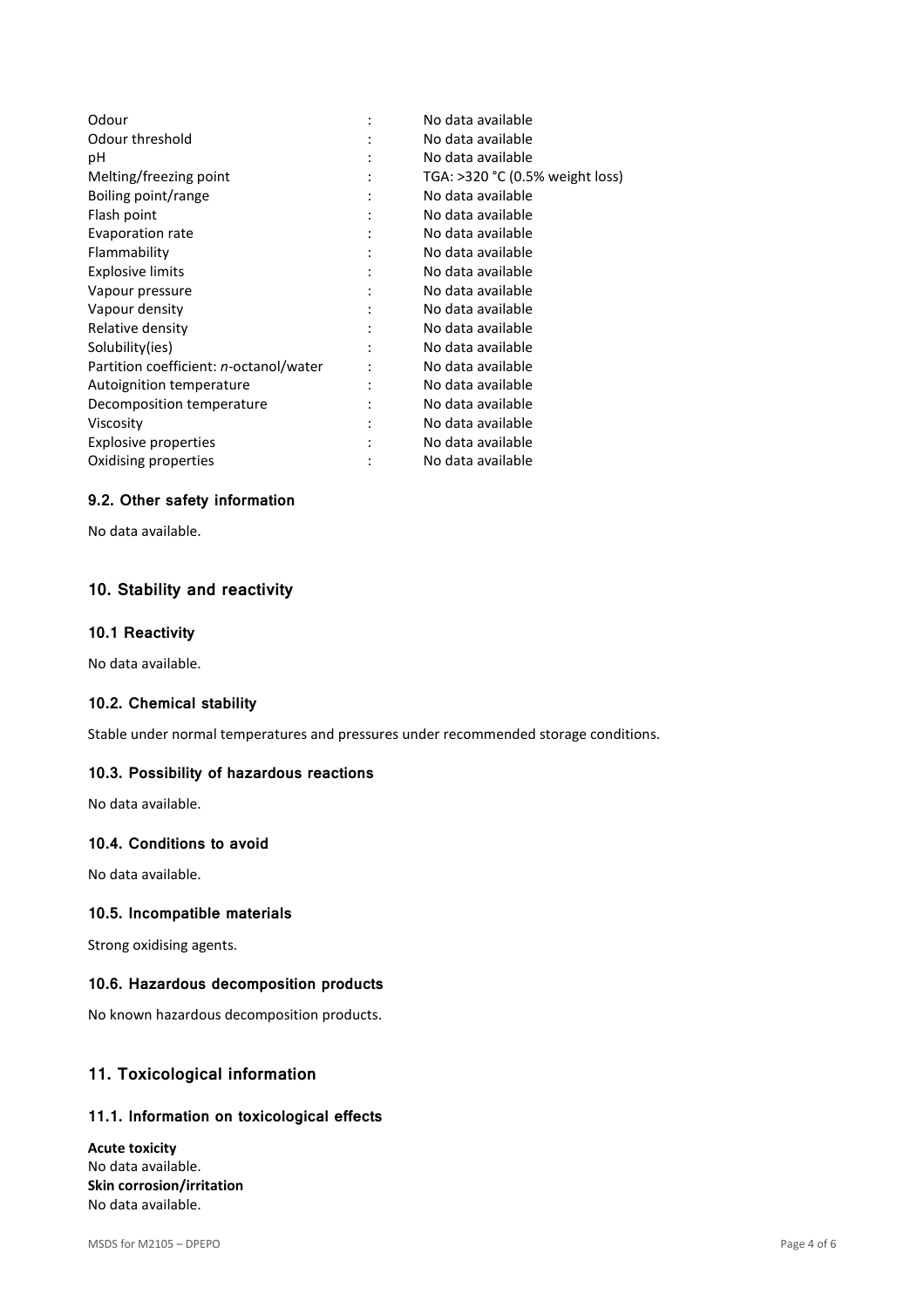| | | |
|---|---|---|
| Odour | : | No data available |
| Odour threshold | : | No data available |
| pH | : | No data available |
| Melting/freezing point | : | TGA: >320 °C (0.5% weight loss) |
| Boiling point/range | : | No data available |
| Flash point | : | No data available |
| Evaporation rate | : | No data available |
| Flammability | : | No data available |
| Explosive limits | : | No data available |
| Vapour pressure | : | No data available |
| Vapour density | : | No data available |
| Relative density | : | No data available |
| Solubility(ies) | : | No data available |
| Partition coefficient: *n*-octanol/water | : | No data available |
| Autoignition temperature | : | No data available |
| Decomposition temperature | : | No data available |
| Viscosity | : | No data available |
| Explosive properties | : | No data available |
| Oxidising properties | : | No data available |

### 9.2. Other safety information

No data available.

## 10. Stability and reactivity

### 10.1 Reactivity

No data available.

### 10.2. Chemical stability

Stable under normal temperatures and pressures under recommended storage conditions.

### 10.3. Possibility of hazardous reactions

No data available.

### 10.4. Conditions to avoid

No data available.

### 10.5. Incompatible materials

Strong oxidising agents.

### 10.6. Hazardous decomposition products

No known hazardous decomposition products.

## 11. Toxicological information

### 11.1. Information on toxicological effects

**Acute toxicity**
No data available.
**Skin corrosion/irritation**
No data available.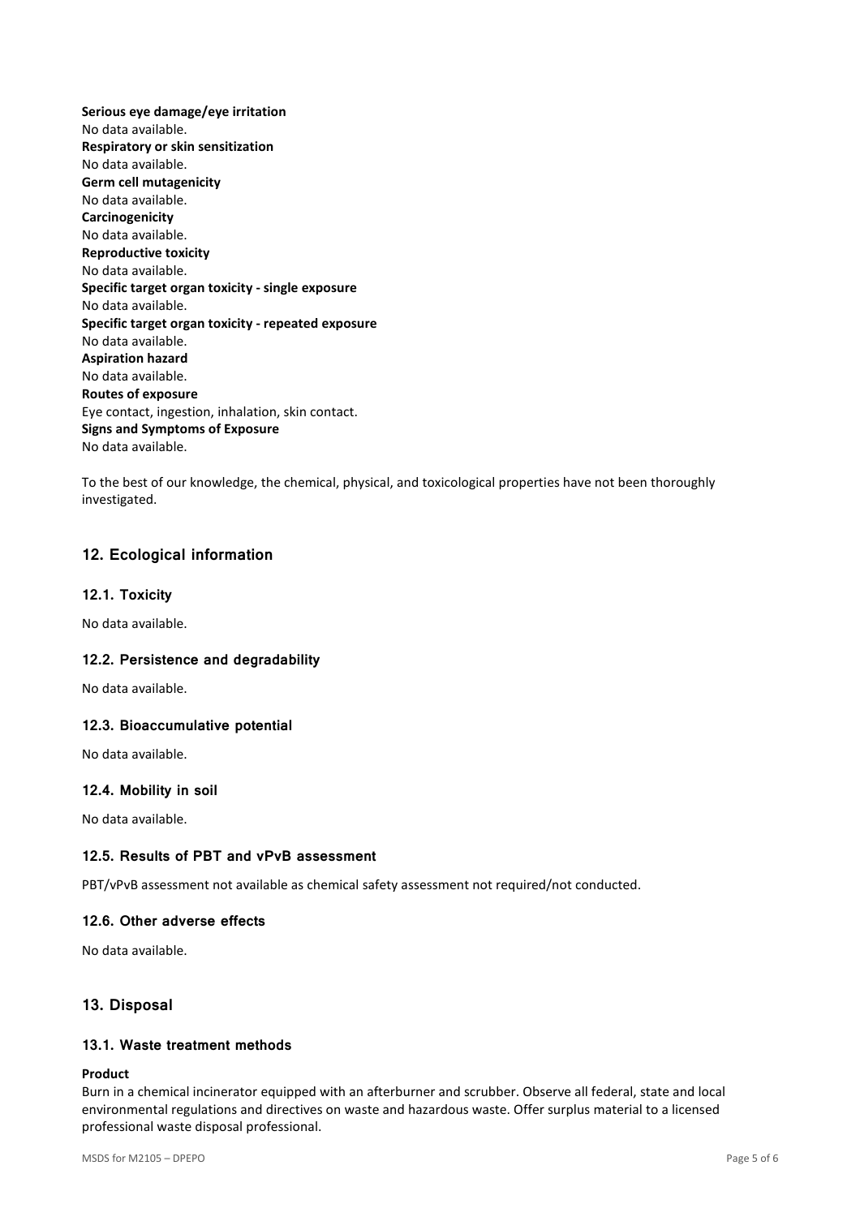**Serious eye damage/eye irritation**
No data available.
**Respiratory or skin sensitization**
No data available.
**Germ cell mutagenicity**
No data available.
**Carcinogenicity**
No data available.
**Reproductive toxicity**
No data available.
**Specific target organ toxicity - single exposure**
No data available.
**Specific target organ toxicity - repeated exposure**
No data available.
**Aspiration hazard**
No data available.
**Routes of exposure**
Eye contact, ingestion, inhalation, skin contact.
**Signs and Symptoms of Exposure**
No data available.

To the best of our knowledge, the chemical, physical, and toxicological properties have not been thoroughly investigated.

## 12. Ecological information

### 12.1. Toxicity

No data available.

### 12.2. Persistence and degradability

No data available.

### 12.3. Bioaccumulative potential

No data available.

### 12.4. Mobility in soil

No data available.

### 12.5. Results of PBT and vPvB assessment

PBT/vPvB assessment not available as chemical safety assessment not required/not conducted.

### 12.6. Other adverse effects

No data available.

## 13. Disposal

### 13.1. Waste treatment methods

**Product**
Burn in a chemical incinerator equipped with an afterburner and scrubber. Observe all federal, state and local environmental regulations and directives on waste and hazardous waste. Offer surplus material to a licensed professional waste disposal professional.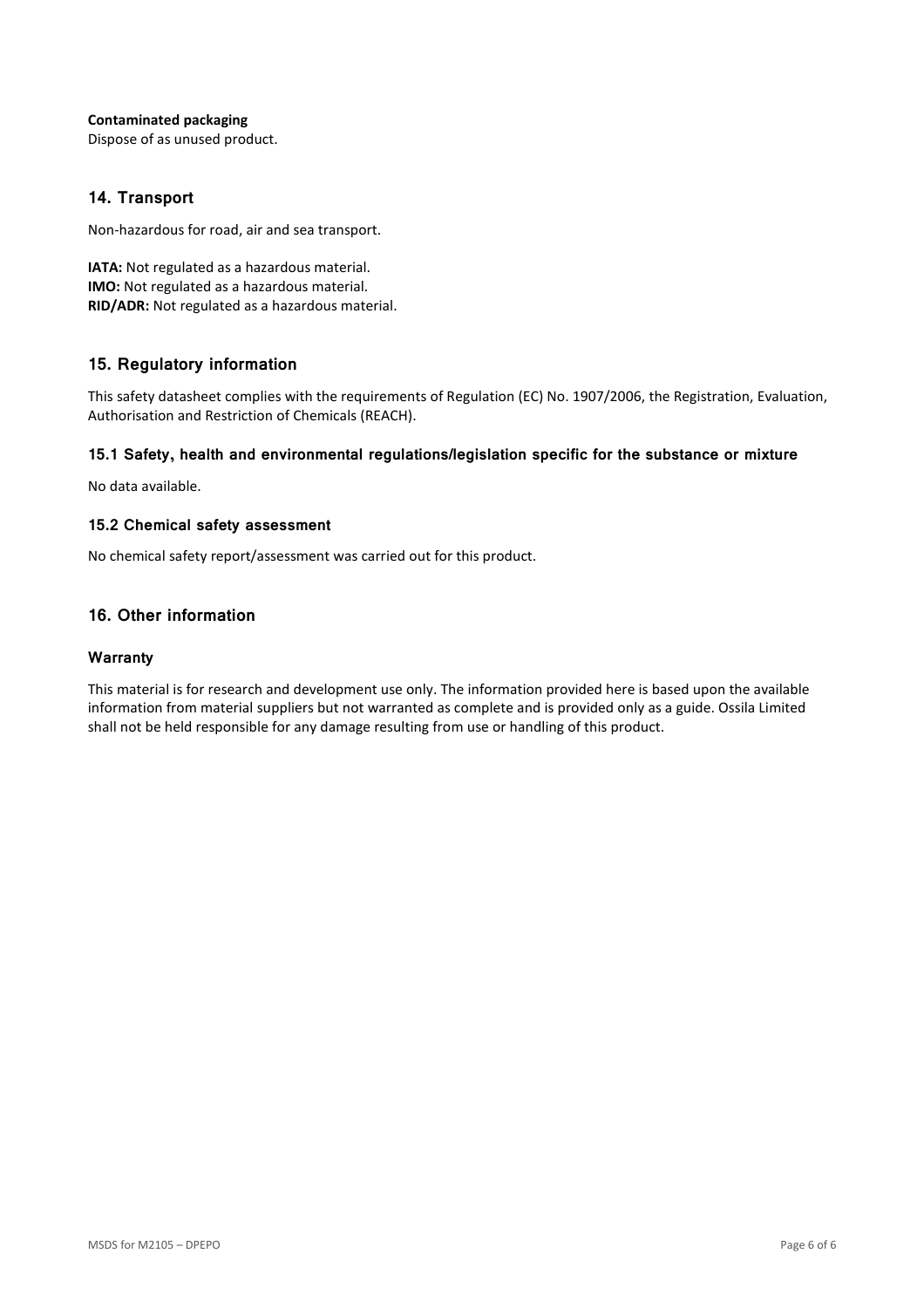**Contaminated packaging**
Dispose of as unused product.

## 14. Transport

Non-hazardous for road, air and sea transport.

**IATA:** Not regulated as a hazardous material.
**IMO:** Not regulated as a hazardous material.
**RID/ADR:** Not regulated as a hazardous material.

## 15. Regulatory information

This safety datasheet complies with the requirements of Regulation (EC) No. 1907/2006, the Registration, Evaluation, Authorisation and Restriction of Chemicals (REACH).

### 15.1 Safety, health and environmental regulations/legislation specific for the substance or mixture

No data available.

### 15.2 Chemical safety assessment

No chemical safety report/assessment was carried out for this product.

## 16. Other information

### Warranty

This material is for research and development use only. The information provided here is based upon the available information from material suppliers but not warranted as complete and is provided only as a guide. Ossila Limited shall not be held responsible for any damage resulting from use or handling of this product.